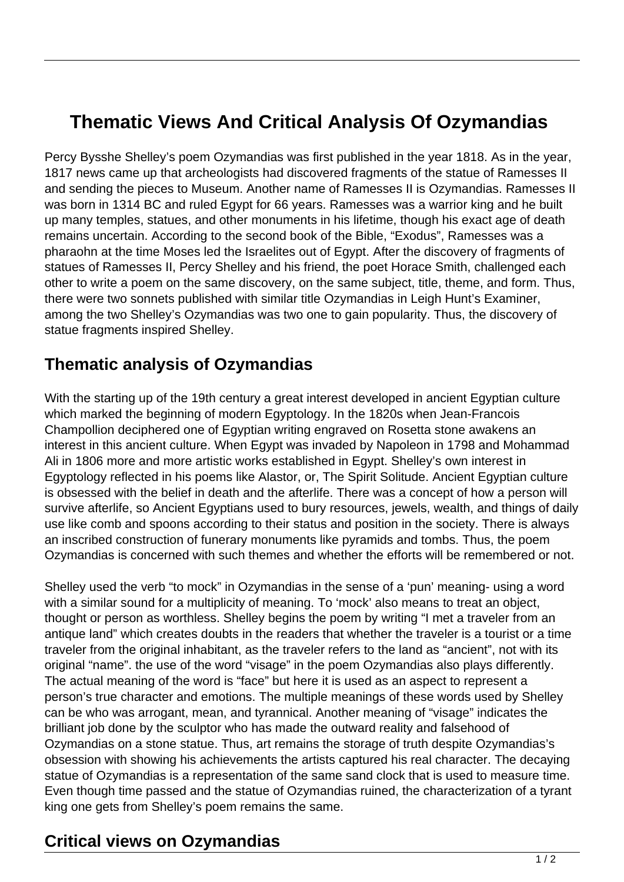# Thematic Views And Critical Analysis Of Ozymandias

Percy Bysshe Shelley's poem Ozymandias was first published in the year 1818. As in the year, 1817 news came up that archeologists had discovered fragments of the statue of Ramesses II and sending the pieces to Museum. Another name of Ramesses II is Ozymandias. Ramesses II was born in 1314 BC and ruled Egypt for 66 years. Ramesses was a warrior king and he built up many temples, statues, and other monuments in his lifetime, though his exact age of death remains uncertain. According to the second book of the Bible, "Exodus", Ramesses was a pharaohn at the time Moses led the Israelites out of Egypt. After the discovery of fragments of statues of Ramesses II, Percy Shelley and his friend, the poet Horace Smith, challenged each other to write a poem on the same discovery, on the same subject, title, theme, and form. Thus, there were two sonnets published with similar title Ozymandias in Leigh Hunt's Examiner, among the two Shelley's Ozymandias was two one to gain popularity. Thus, the discovery of statue fragments inspired Shelley.

## Thematic analysis of Ozymandias

With the starting up of the 19th century a great interest developed in ancient Egyptian culture which marked the beginning of modern Egyptology. In the 1820s when Jean-Francois Champollion deciphered one of Egyptian writing engraved on Rosetta stone awakens an interest in this ancient culture. When Egypt was invaded by Napoleon in 1798 and Mohammad Ali in 1806 more and more artistic works established in Egypt. Shelley's own interest in Egyptology reflected in his poems like Alastor, or, The Spirit Solitude. Ancient Egyptian culture is obsessed with the belief in death and the afterlife. There was a concept of how a person will survive afterlife, so Ancient Egyptians used to bury resources, jewels, wealth, and things of daily use like comb and spoons according to their status and position in the society. There is always an inscribed construction of funerary monuments like pyramids and tombs. Thus, the poem Ozymandias is concerned with such themes and whether the efforts will be remembered or not.

Shelley used the verb "to mock" in Ozymandias in the sense of a 'pun' meaning- using a word with a similar sound for a multiplicity of meaning. To 'mock' also means to treat an object, thought or person as worthless. Shelley begins the poem by writing "I met a traveler from an antique land" which creates doubts in the readers that whether the traveler is a tourist or a time traveler from the original inhabitant, as the traveler refers to the land as "ancient", not with its original "name". the use of the word "visage" in the poem Ozymandias also plays differently. The actual meaning of the word is "face" but here it is used as an aspect to represent a person's true character and emotions. The multiple meanings of these words used by Shelley can be who was arrogant, mean, and tyrannical. Another meaning of "visage" indicates the brilliant job done by the sculptor who has made the outward reality and falsehood of Ozymandias on a stone statue. Thus, art remains the storage of truth despite Ozymandias's obsession with showing his achievements the artists captured his real character. The decaying statue of Ozymandias is a representation of the same sand clock that is used to measure time. Even though time passed and the statue of Ozymandias ruined, the characterization of a tyrant king one gets from Shelley's poem remains the same.

## Critical views on Ozymandias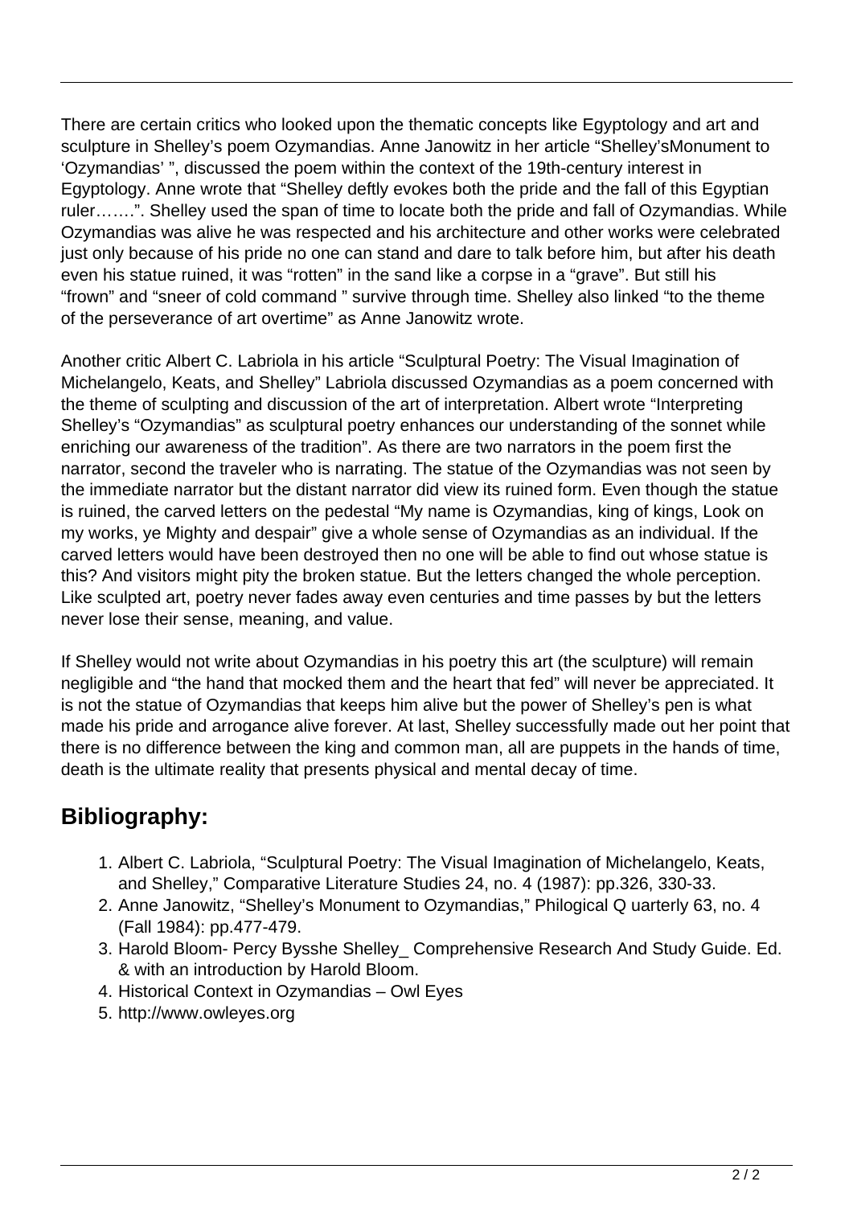There are certain critics who looked upon the thematic concepts like Egyptology and art and sculpture in Shelley's poem Ozymandias. Anne Janowitz in her article "Shelley'sMonument to 'Ozymandias' ", discussed the poem within the context of the 19th-century interest in Egyptology. Anne wrote that "Shelley deftly evokes both the pride and the fall of this Egyptian ruler…….". Shelley used the span of time to locate both the pride and fall of Ozymandias. While Ozymandias was alive he was respected and his architecture and other works were celebrated just only because of his pride no one can stand and dare to talk before him, but after his death even his statue ruined, it was "rotten" in the sand like a corpse in a "grave". But still his "frown" and "sneer of cold command " survive through time. Shelley also linked "to the theme of the perseverance of art overtime" as Anne Janowitz wrote.

Another critic Albert C. Labriola in his article "Sculptural Poetry: The Visual Imagination of Michelangelo, Keats, and Shelley" Labriola discussed Ozymandias as a poem concerned with the theme of sculpting and discussion of the art of interpretation. Albert wrote "Interpreting Shelley's "Ozymandias" as sculptural poetry enhances our understanding of the sonnet while enriching our awareness of the tradition". As there are two narrators in the poem first the narrator, second the traveler who is narrating. The statue of the Ozymandias was not seen by the immediate narrator but the distant narrator did view its ruined form. Even though the statue is ruined, the carved letters on the pedestal "My name is Ozymandias, king of kings, Look on my works, ye Mighty and despair" give a whole sense of Ozymandias as an individual. If the carved letters would have been destroyed then no one will be able to find out whose statue is this? And visitors might pity the broken statue. But the letters changed the whole perception. Like sculpted art, poetry never fades away even centuries and time passes by but the letters never lose their sense, meaning, and value.

If Shelley would not write about Ozymandias in his poetry this art (the sculpture) will remain negligible and "the hand that mocked them and the heart that fed" will never be appreciated. It is not the statue of Ozymandias that keeps him alive but the power of Shelley's pen is what made his pride and arrogance alive forever. At last, Shelley successfully made out her point that there is no difference between the king and common man, all are puppets in the hands of time, death is the ultimate reality that presents physical and mental decay of time.

## Bibliography:

1. Albert C. Labriola, "Sculptural Poetry: The Visual Imagination of Michelangelo, Keats, and Shelley," Comparative Literature Studies 24, no. 4 (1987): pp.326, 330-33.
2. Anne Janowitz, "Shelley's Monument to Ozymandias," Philogical Q uarterly 63, no. 4 (Fall 1984): pp.477-479.
3. Harold Bloom- Percy Bysshe Shelley_ Comprehensive Research And Study Guide. Ed. & with an introduction by Harold Bloom.
4. Historical Context in Ozymandias – Owl Eyes
5. http://www.owleyes.org